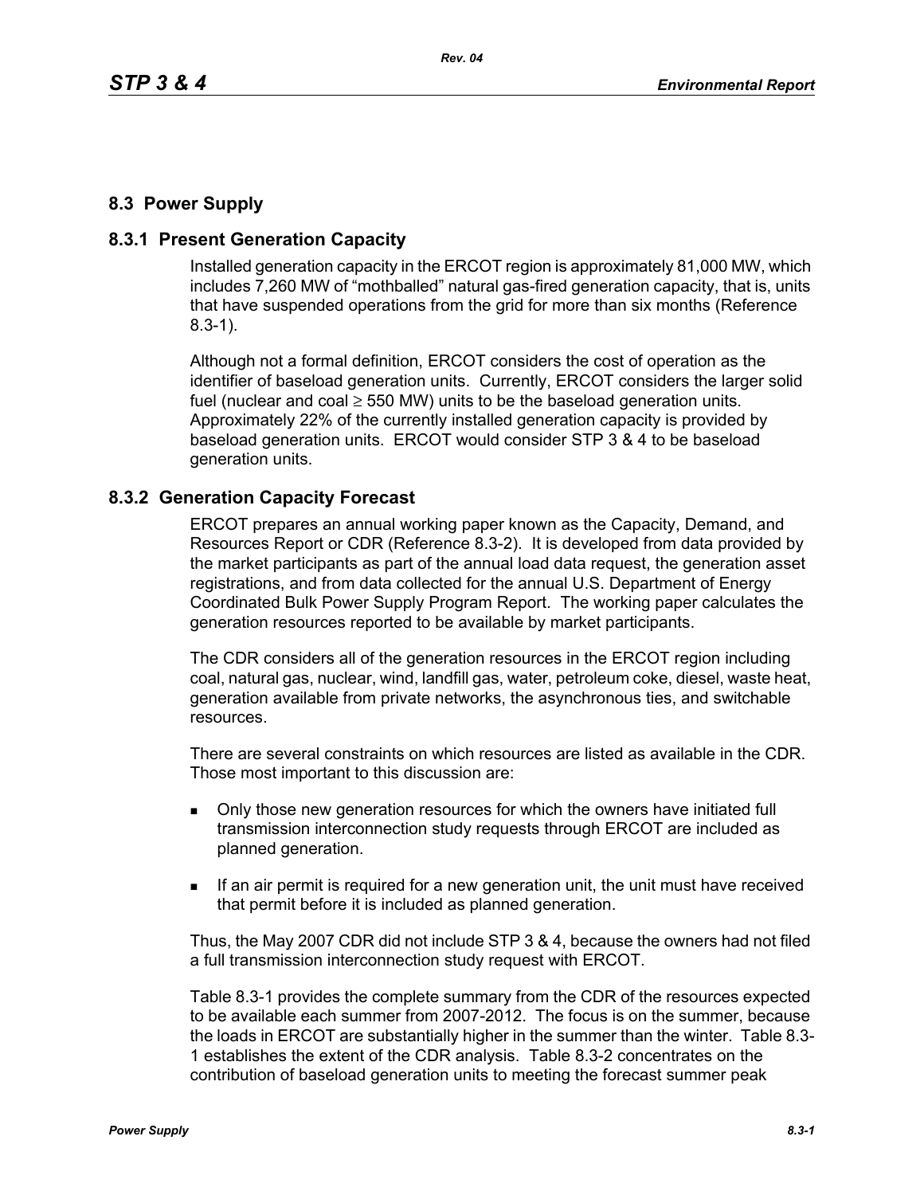## 8.3 Power Supply

### 8.3.1 Present Generation Capacity

Installed generation capacity in the ERCOT region is approximately 81,000 MW, which includes 7,260 MW of "mothballed" natural gas-fired generation capacity, that is, units that have suspended operations from the grid for more than six months (Reference 8.3-1).

Although not a formal definition, ERCOT considers the cost of operation as the identifier of baseload generation units. Currently, ERCOT considers the larger solid fuel (nuclear and coal ≥ 550 MW) units to be the baseload generation units. Approximately 22% of the currently installed generation capacity is provided by baseload generation units. ERCOT would consider STP 3 & 4 to be baseload generation units.

### 8.3.2 Generation Capacity Forecast

ERCOT prepares an annual working paper known as the Capacity, Demand, and Resources Report or CDR (Reference 8.3-2). It is developed from data provided by the market participants as part of the annual load data request, the generation asset registrations, and from data collected for the annual U.S. Department of Energy Coordinated Bulk Power Supply Program Report. The working paper calculates the generation resources reported to be available by market participants.

The CDR considers all of the generation resources in the ERCOT region including coal, natural gas, nuclear, wind, landfill gas, water, petroleum coke, diesel, waste heat, generation available from private networks, the asynchronous ties, and switchable resources.

There are several constraints on which resources are listed as available in the CDR. Those most important to this discussion are:

- Only those new generation resources for which the owners have initiated full transmission interconnection study requests through ERCOT are included as planned generation.
- If an air permit is required for a new generation unit, the unit must have received that permit before it is included as planned generation.

Thus, the May 2007 CDR did not include STP 3 & 4, because the owners had not filed a full transmission interconnection study request with ERCOT.

Table 8.3-1 provides the complete summary from the CDR of the resources expected to be available each summer from 2007-2012. The focus is on the summer, because the loads in ERCOT are substantially higher in the summer than the winter. Table 8.3-1 establishes the extent of the CDR analysis. Table 8.3-2 concentrates on the contribution of baseload generation units to meeting the forecast summer peak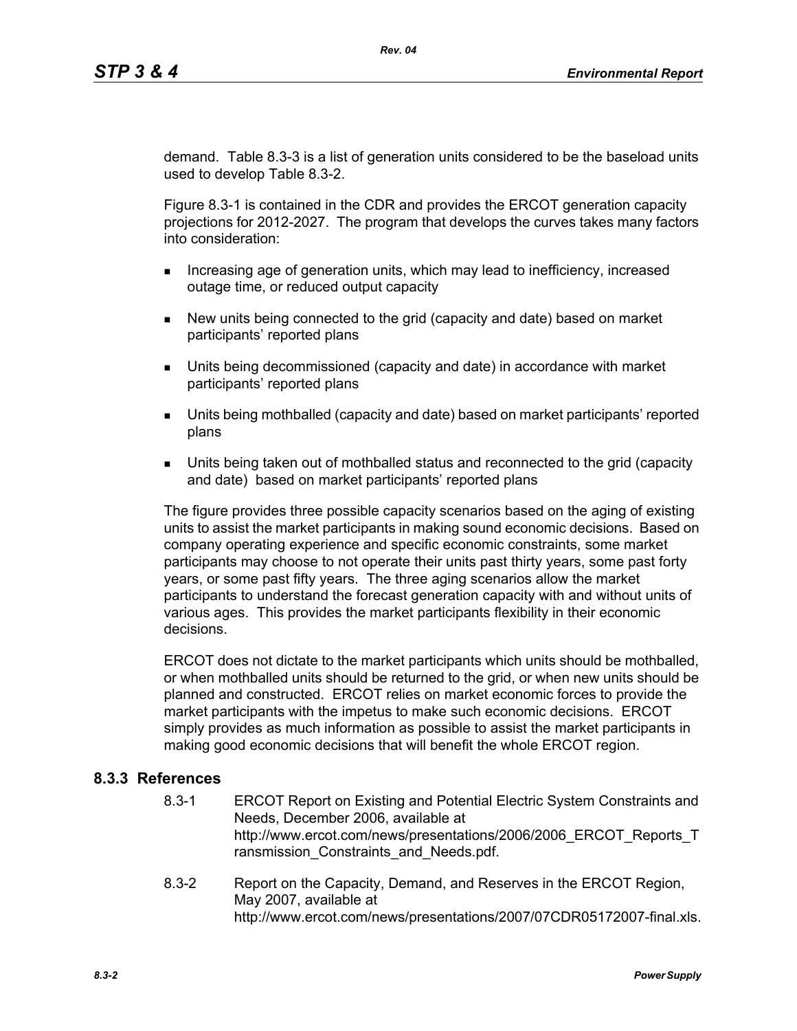demand. Table 8.3-3 is a list of generation units considered to be the baseload units used to develop Table 8.3-2.

Figure 8.3-1 is contained in the CDR and provides the ERCOT generation capacity projections for 2012-2027. The program that develops the curves takes many factors into consideration:

- Increasing age of generation units, which may lead to inefficiency, increased outage time, or reduced output capacity
- New units being connected to the grid (capacity and date) based on market participants' reported plans
- Units being decommissioned (capacity and date) in accordance with market participants' reported plans
- Units being mothballed (capacity and date) based on market participants' reported plans
- Units being taken out of mothballed status and reconnected to the grid (capacity and date) based on market participants' reported plans

The figure provides three possible capacity scenarios based on the aging of existing units to assist the market participants in making sound economic decisions. Based on company operating experience and specific economic constraints, some market participants may choose to not operate their units past thirty years, some past forty years, or some past fifty years. The three aging scenarios allow the market participants to understand the forecast generation capacity with and without units of various ages. This provides the market participants flexibility in their economic decisions.

ERCOT does not dictate to the market participants which units should be mothballed, or when mothballed units should be returned to the grid, or when new units should be planned and constructed. ERCOT relies on market economic forces to provide the market participants with the impetus to make such economic decisions. ERCOT simply provides as much information as possible to assist the market participants in making good economic decisions that will benefit the whole ERCOT region.

### 8.3.3 References

8.3-1 ERCOT Report on Existing and Potential Electric System Constraints and Needs, December 2006, available at http://www.ercot.com/news/presentations/2006/2006_ERCOT_Reports_Transmission_Constraints_and_Needs.pdf.

8.3-2 Report on the Capacity, Demand, and Reserves in the ERCOT Region, May 2007, available at http://www.ercot.com/news/presentations/2007/07CDR05172007-final.xls.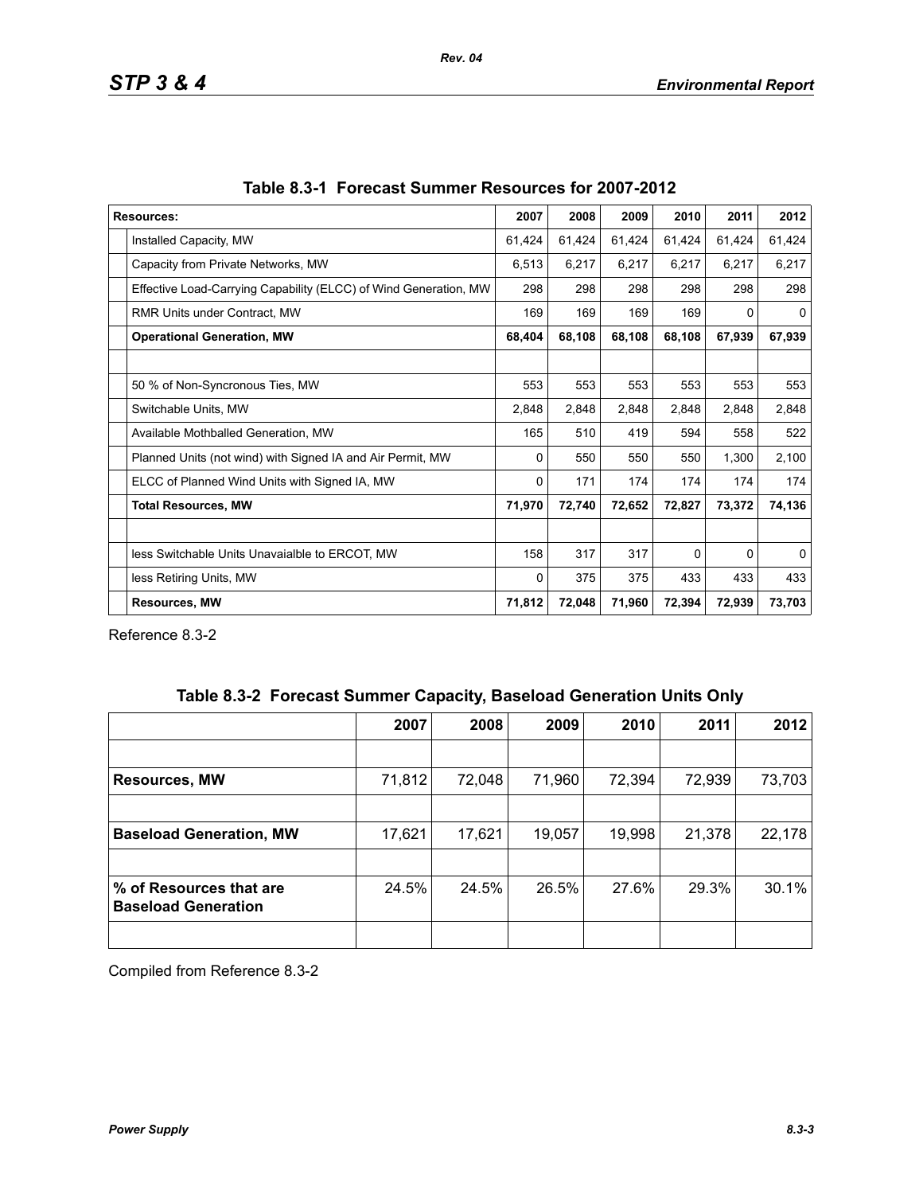**Table 8.3-1 Forecast Summer Resources for 2007-2012**

| Resources: | 2007 | 2008 | 2009 | 2010 | 2011 | 2012 |
|---|---|---|---|---|---|---|
| Installed Capacity, MW | 61,424 | 61,424 | 61,424 | 61,424 | 61,424 | 61,424 |
| Capacity from Private Networks, MW | 6,513 | 6,217 | 6,217 | 6,217 | 6,217 | 6,217 |
| Effective Load-Carrying Capability (ELCC) of Wind Generation, MW | 298 | 298 | 298 | 298 | 298 | 298 |
| RMR Units under Contract, MW | 169 | 169 | 169 | 169 | 0 | 0 |
| **Operational Generation, MW** | **68,404** | **68,108** | **68,108** | **68,108** | **67,939** | **67,939** |
| | | | | | | |
| 50 % of Non-Syncronous Ties, MW | 553 | 553 | 553 | 553 | 553 | 553 |
| Switchable Units, MW | 2,848 | 2,848 | 2,848 | 2,848 | 2,848 | 2,848 |
| Available Mothballed Generation, MW | 165 | 510 | 419 | 594 | 558 | 522 |
| Planned Units (not wind) with Signed IA and Air Permit, MW | 0 | 550 | 550 | 550 | 1,300 | 2,100 |
| ELCC of Planned Wind Units with Signed IA, MW | 0 | 171 | 174 | 174 | 174 | 174 |
| **Total Resources, MW** | **71,970** | **72,740** | **72,652** | **72,827** | **73,372** | **74,136** |
| | | | | | | |
| less Switchable Units Unavaialble to ERCOT, MW | 158 | 317 | 317 | 0 | 0 | 0 |
| less Retiring Units, MW | 0 | 375 | 375 | 433 | 433 | 433 |
| **Resources, MW** | **71,812** | **72,048** | **71,960** | **72,394** | **72,939** | **73,703** |

Reference 8.3-2

**Table 8.3-2 Forecast Summer Capacity, Baseload Generation Units Only**

| | 2007 | 2008 | 2009 | 2010 | 2011 | 2012 |
|---|---|---|---|---|---|---|
| | | | | | | |
| **Resources, MW** | 71,812 | 72,048 | 71,960 | 72,394 | 72,939 | 73,703 |
| | | | | | | |
| **Baseload Generation, MW** | 17,621 | 17,621 | 19,057 | 19,998 | 21,378 | 22,178 |
| | | | | | | |
| **% of Resources that are Baseload Generation** | 24.5% | 24.5% | 26.5% | 27.6% | 29.3% | 30.1% |
| | | | | | | |

Compiled from Reference 8.3-2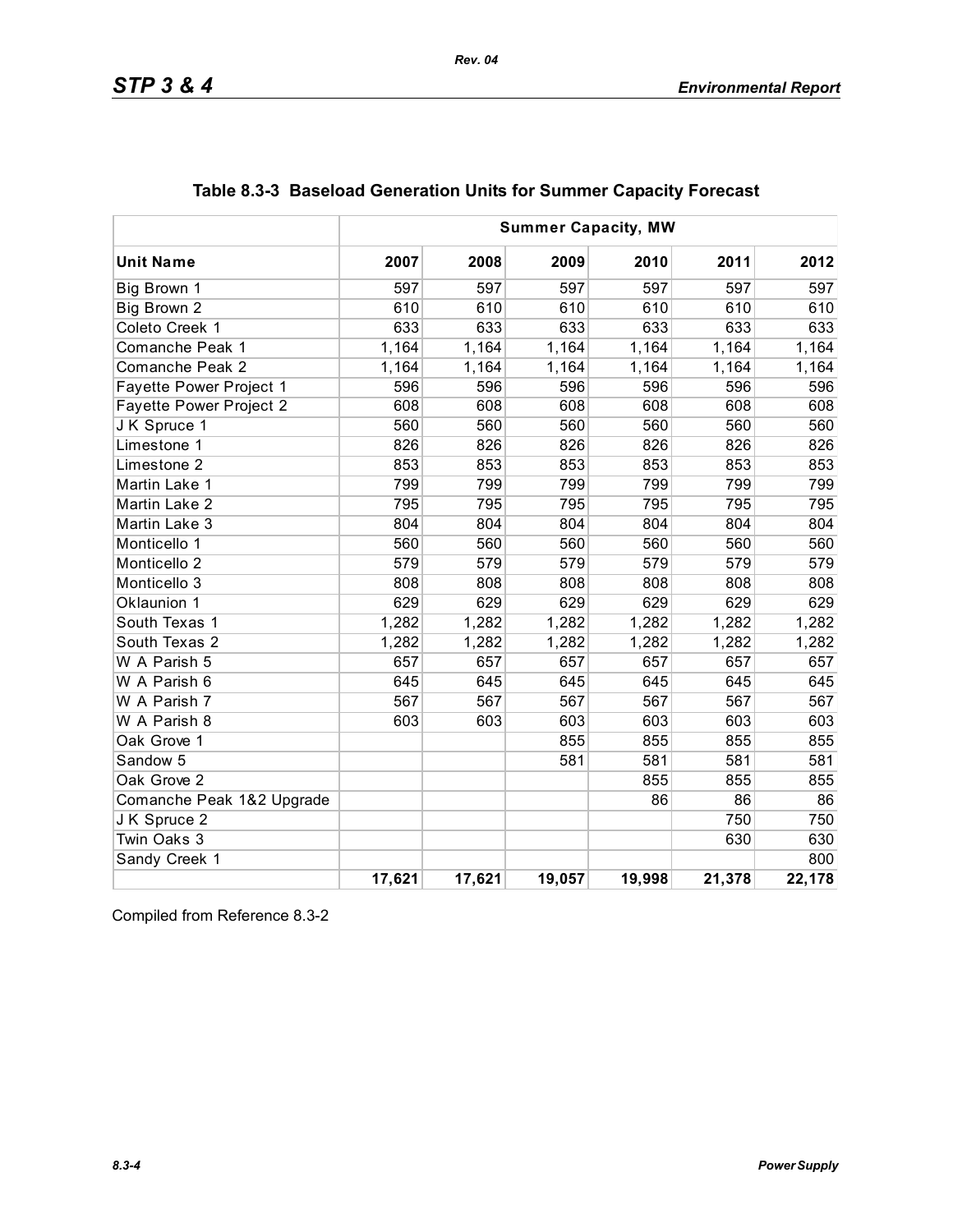## Table 8.3-3 Baseload Generation Units for Summer Capacity Forecast

| | Summer Capacity, MW | | | | | |
|---|---|---|---|---|---|---|
| **Unit Name** | **2007** | **2008** | **2009** | **2010** | **2011** | **2012** |
| Big Brown 1 | 597 | 597 | 597 | 597 | 597 | 597 |
| Big Brown 2 | 610 | 610 | 610 | 610 | 610 | 610 |
| Coleto Creek 1 | 633 | 633 | 633 | 633 | 633 | 633 |
| Comanche Peak 1 | 1,164 | 1,164 | 1,164 | 1,164 | 1,164 | 1,164 |
| Comanche Peak 2 | 1,164 | 1,164 | 1,164 | 1,164 | 1,164 | 1,164 |
| Fayette Power Project 1 | 596 | 596 | 596 | 596 | 596 | 596 |
| Fayette Power Project 2 | 608 | 608 | 608 | 608 | 608 | 608 |
| J K Spruce 1 | 560 | 560 | 560 | 560 | 560 | 560 |
| Limestone 1 | 826 | 826 | 826 | 826 | 826 | 826 |
| Limestone 2 | 853 | 853 | 853 | 853 | 853 | 853 |
| Martin Lake 1 | 799 | 799 | 799 | 799 | 799 | 799 |
| Martin Lake 2 | 795 | 795 | 795 | 795 | 795 | 795 |
| Martin Lake 3 | 804 | 804 | 804 | 804 | 804 | 804 |
| Monticello 1 | 560 | 560 | 560 | 560 | 560 | 560 |
| Monticello 2 | 579 | 579 | 579 | 579 | 579 | 579 |
| Monticello 3 | 808 | 808 | 808 | 808 | 808 | 808 |
| Oklaunion 1 | 629 | 629 | 629 | 629 | 629 | 629 |
| South Texas 1 | 1,282 | 1,282 | 1,282 | 1,282 | 1,282 | 1,282 |
| South Texas 2 | 1,282 | 1,282 | 1,282 | 1,282 | 1,282 | 1,282 |
| W A Parish 5 | 657 | 657 | 657 | 657 | 657 | 657 |
| W A Parish 6 | 645 | 645 | 645 | 645 | 645 | 645 |
| W A Parish 7 | 567 | 567 | 567 | 567 | 567 | 567 |
| W A Parish 8 | 603 | 603 | 603 | 603 | 603 | 603 |
| Oak Grove 1 | | | 855 | 855 | 855 | 855 |
| Sandow 5 | | | 581 | 581 | 581 | 581 |
| Oak Grove 2 | | | | 855 | 855 | 855 |
| Comanche Peak 1&2 Upgrade | | | | 86 | 86 | 86 |
| J K Spruce 2 | | | | | 750 | 750 |
| Twin Oaks 3 | | | | | 630 | 630 |
| Sandy Creek 1 | | | | | | 800 |
| | **17,621** | **17,621** | **19,057** | **19,998** | **21,378** | **22,178** |

Compiled from Reference 8.3-2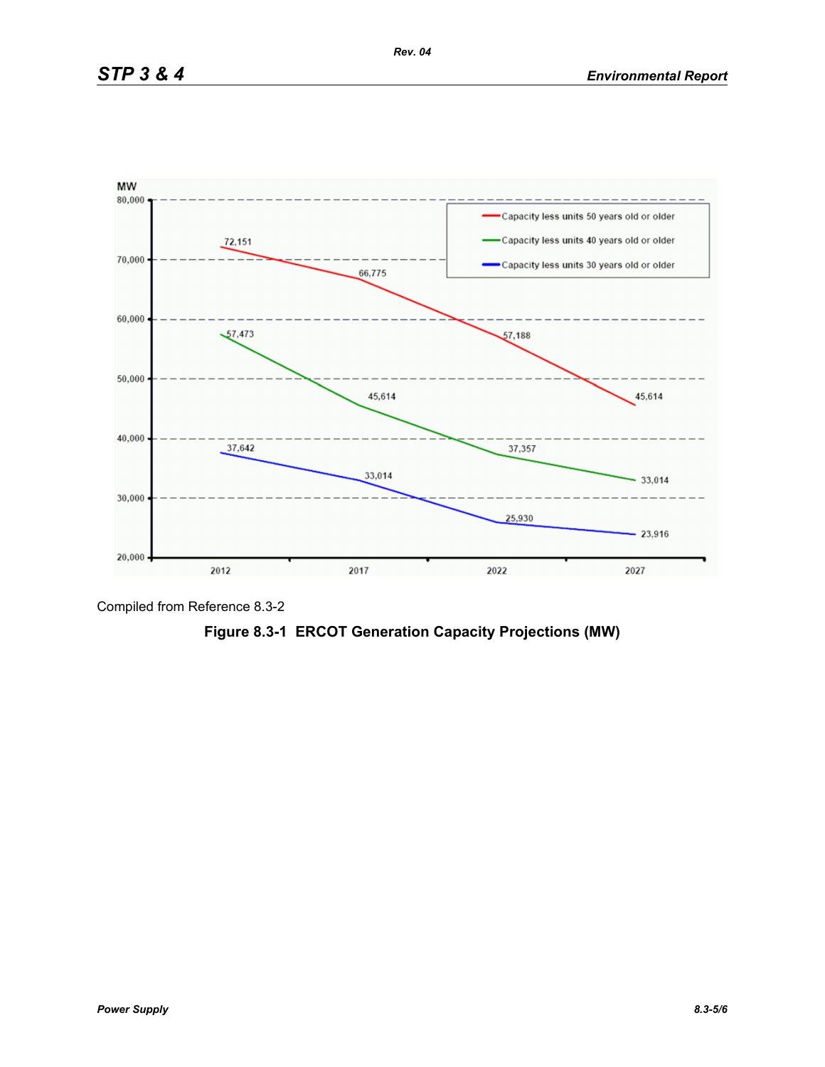MW

80,000

70,000

60,000

50,000

40,000

30,000

20,000

2012

2017

2022

2027

Capacity less units 50 years old or older

Capacity less units 40 years old or older

Capacity less units 30 years old or older

72,151

66,775

57,188

45,614

57,473

45,614

37,357

33,014

37,642

33,014

25,930

23,916

Compiled from Reference 8.3-2

**Figure 8.3-1 ERCOT Generation Capacity Projections (MW)**